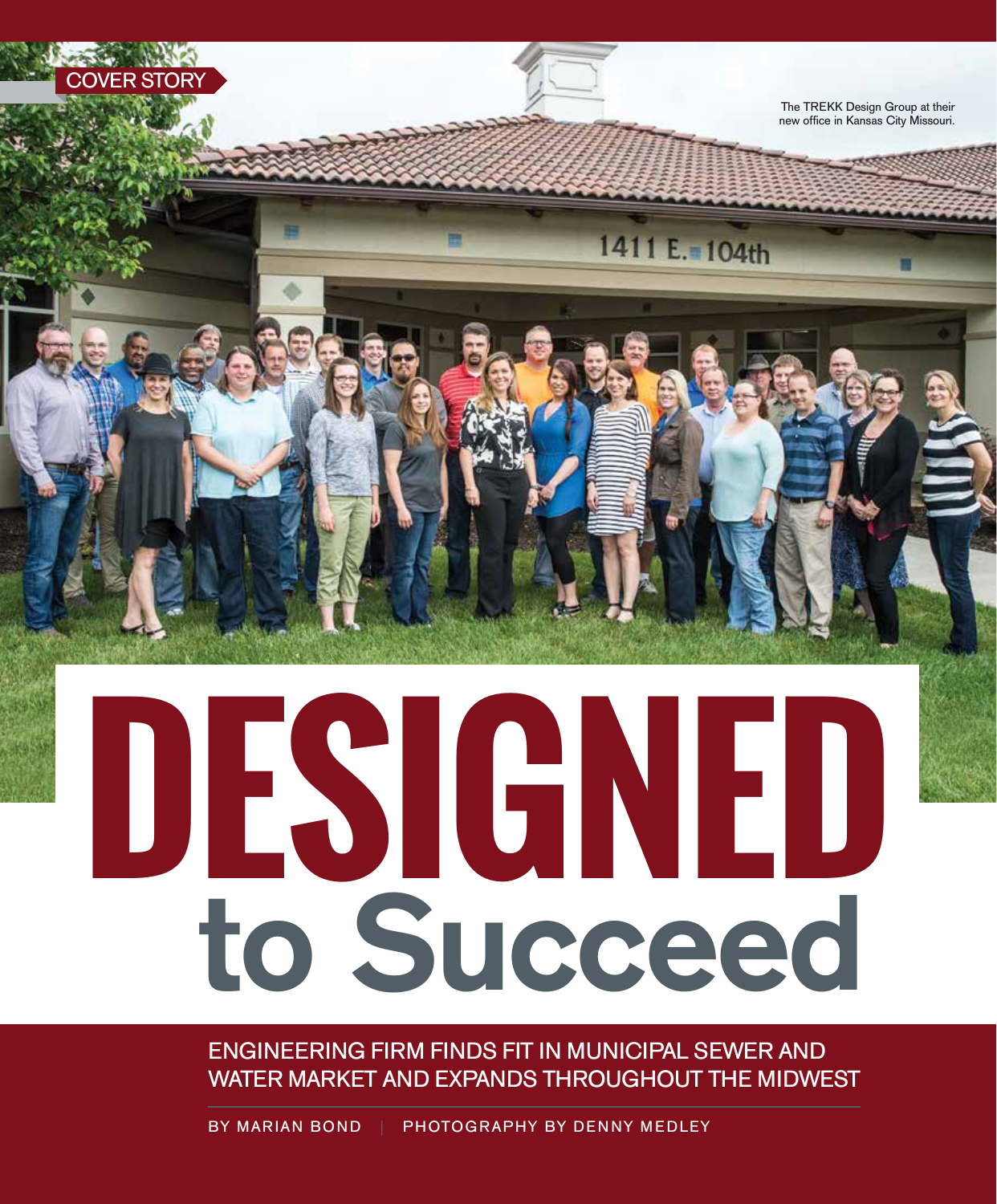COVER STORY

The TREKK Design Group at their new office in Kansas City Missouri.

# DESIGNED to Succeed

## ENGINEERING FIRM FINDS FIT IN MUNICIPAL SEWER AND WATER MARKET AND EXPANDS THROUGHOUT THE MIDWEST

BY MARIAN BOND | PHOTOGRAPHY BY DENNY MEDLEY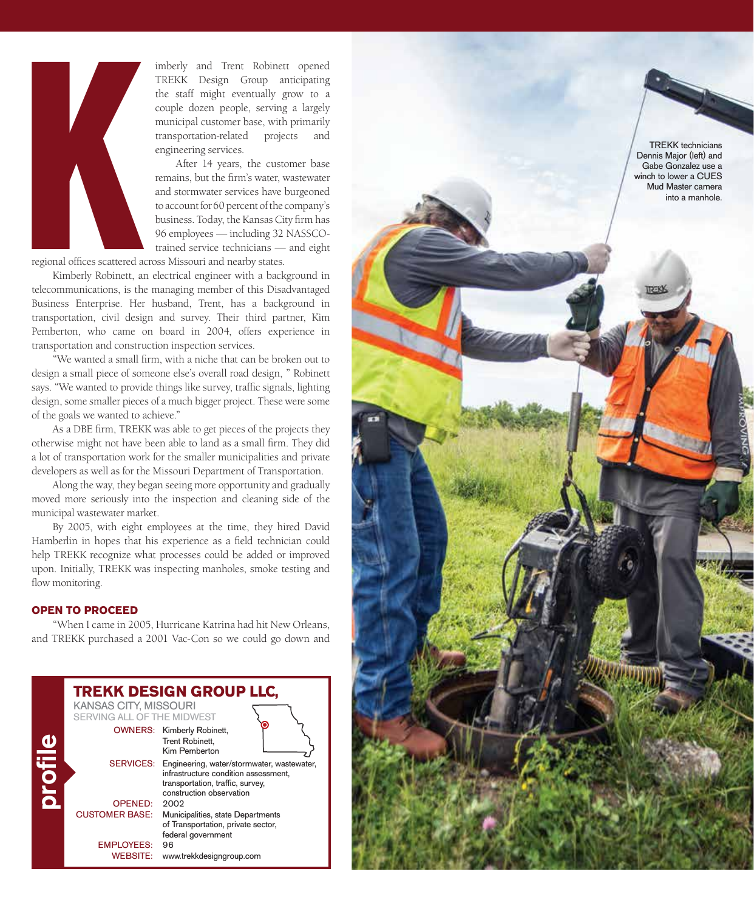Kimberly and Trent Robinett opened TREKK Design Group anticipating the staff might eventually grow to a couple dozen people, serving a largely municipal customer base, with primarily transportation-related projects and engineering services.

After 14 years, the customer base remains, but the firm's water, wastewater and stormwater services have burgeoned to account for 60 percent of the company's business. Today, the Kansas City firm has 96 employees — including 32 NASSCO-trained service technicians — and eight regional offices scattered across Missouri and nearby states.

Kimberly Robinett, an electrical engineer with a background in telecommunications, is the managing member of this Disadvantaged Business Enterprise. Her husband, Trent, has a background in transportation, civil design and survey. Their third partner, Kim Pemberton, who came on board in 2004, offers experience in transportation and construction inspection services.

"We wanted a small firm, with a niche that can be broken out to design a small piece of someone else's overall road design, " Robinett says. "We wanted to provide things like survey, traffic signals, lighting design, some smaller pieces of a much bigger project. These were some of the goals we wanted to achieve."

As a DBE firm, TREKK was able to get pieces of the projects they otherwise might not have been able to land as a small firm. They did a lot of transportation work for the smaller municipalities and private developers as well as for the Missouri Department of Transportation.

Along the way, they began seeing more opportunity and gradually moved more seriously into the inspection and cleaning side of the municipal wastewater market.

By 2005, with eight employees at the time, they hired David Hamberlin in hopes that his experience as a field technician could help TREKK recognize what processes could be added or improved upon. Initially, TREKK was inspecting manholes, smoke testing and flow monitoring.

### OPEN TO PROCEED

"When I came in 2005, Hurricane Katrina had hit New Orleans, and TREKK purchased a 2001 Vac-Con so we could go down and

## profile

**TREKK DESIGN GROUP LLC,**
KANSAS CITY, MISSOURI
SERVING ALL OF THE MIDWEST

| | |
|---|---|
| OWNERS: | Kimberly Robinett, Trent Robinett, Kim Pemberton |
| SERVICES: | Engineering, water/stormwater, wastewater, infrastructure condition assessment, transportation, traffic, survey, construction observation |
| OPENED: | 2002 |
| CUSTOMER BASE: | Municipalities, state Departments of Transportation, private sector, federal government |
| EMPLOYEES: | 96 |
| WEBSITE: | www.trekkdesigngroup.com |

TREKK technicians Dennis Major (left) and Gabe Gonzalez use a winch to lower a CUES Mud Master camera into a manhole.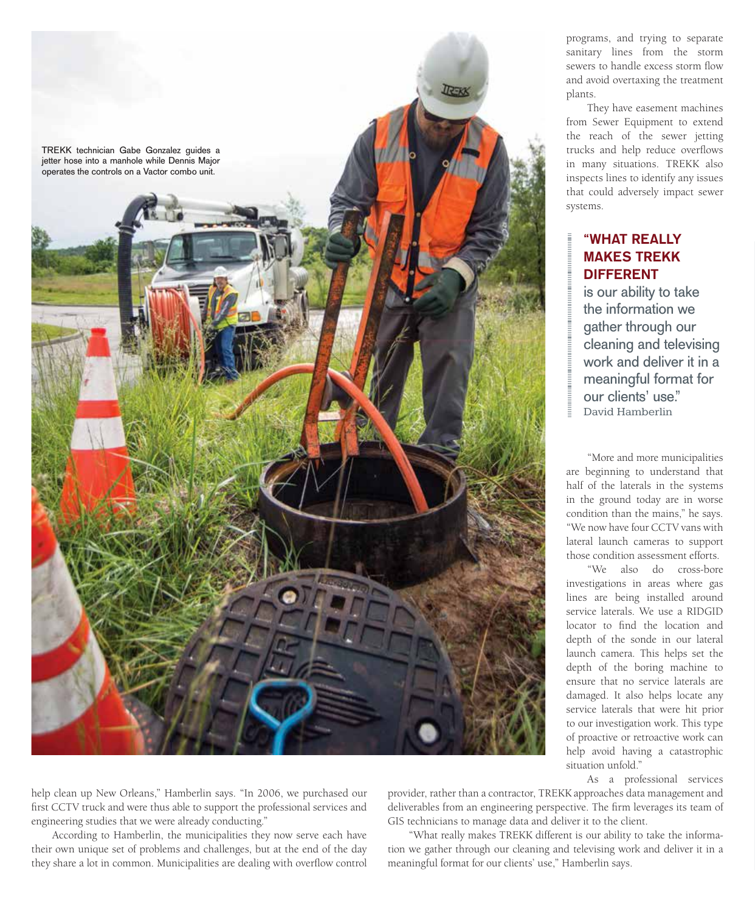TREKK technician Gabe Gonzalez guides a jetter hose into a manhole while Dennis Major operates the controls on a Vactor combo unit.

help clean up New Orleans," Hamberlin says. "In 2006, we purchased our first CCTV truck and were thus able to support the professional services and engineering studies that we were already conducting."

According to Hamberlin, the municipalities they now serve each have their own unique set of problems and challenges, but at the end of the day they share a lot in common. Municipalities are dealing with overflow control programs, and trying to separate sanitary lines from the storm sewers to handle excess storm flow and avoid overtaxing the treatment plants.

They have easement machines from Sewer Equipment to extend the reach of the sewer jetting trucks and help reduce overflows in many situations. TREKK also inspects lines to identify any issues that could adversely impact sewer systems.

> **"WHAT REALLY MAKES TREKK DIFFERENT** is our ability to take the information we gather through our cleaning and televising work and deliver it in a meaningful format for our clients' use."
> David Hamberlin

"More and more municipalities are beginning to understand that half of the laterals in the systems in the ground today are in worse condition than the mains," he says. "We now have four CCTV vans with lateral launch cameras to support those condition assessment efforts.

"We also do cross-bore investigations in areas where gas lines are being installed around service laterals. We use a RIDGID locator to find the location and depth of the sonde in our lateral launch camera. This helps set the depth of the boring machine to ensure that no service laterals are damaged. It also helps locate any service laterals that were hit prior to our investigation work. This type of proactive or retroactive work can help avoid having a catastrophic situation unfold."

As a professional services provider, rather than a contractor, TREKK approaches data management and deliverables from an engineering perspective. The firm leverages its team of GIS technicians to manage data and deliver it to the client.

"What really makes TREKK different is our ability to take the information we gather through our cleaning and televising work and deliver it in a meaningful format for our clients' use," Hamberlin says.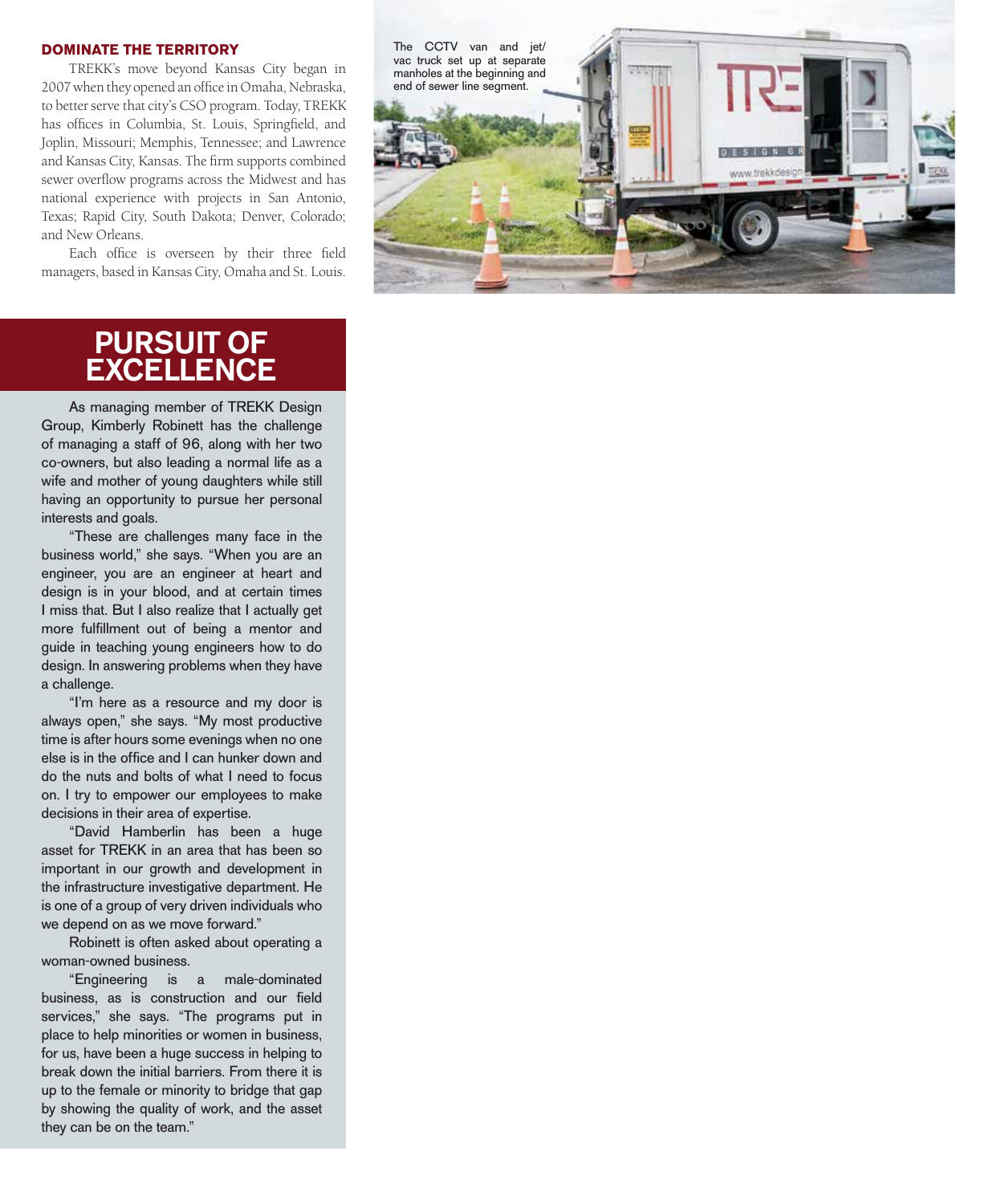### DOMINATE THE TERRITORY

TREKK's move beyond Kansas City began in 2007 when they opened an office in Omaha, Nebraska, to better serve that city's CSO program. Today, TREKK has offices in Columbia, St. Louis, Springfield, and Joplin, Missouri; Memphis, Tennessee; and Lawrence and Kansas City, Kansas. The firm supports combined sewer overflow programs across the Midwest and has national experience with projects in San Antonio, Texas; Rapid City, South Dakota; Denver, Colorado; and New Orleans.

Each office is overseen by their three field managers, based in Kansas City, Omaha and St. Louis.

The CCTV van and jet/vac truck set up at separate manholes at the beginning and end of sewer line segment.

## PURSUIT OF EXCELLENCE

As managing member of TREKK Design Group, Kimberly Robinett has the challenge of managing a staff of 96, along with her two co-owners, but also leading a normal life as a wife and mother of young daughters while still having an opportunity to pursue her personal interests and goals.

"These are challenges many face in the business world," she says. "When you are an engineer, you are an engineer at heart and design is in your blood, and at certain times I miss that. But I also realize that I actually get more fulfillment out of being a mentor and guide in teaching young engineers how to do design. In answering problems when they have a challenge.

"I'm here as a resource and my door is always open," she says. "My most productive time is after hours some evenings when no one else is in the office and I can hunker down and do the nuts and bolts of what I need to focus on. I try to empower our employees to make decisions in their area of expertise.

"David Hamberlin has been a huge asset for TREKK in an area that has been so important in our growth and development in the infrastructure investigative department. He is one of a group of very driven individuals who we depend on as we move forward."

Robinett is often asked about operating a woman-owned business.

"Engineering is a male-dominated business, as is construction and our field services," she says. "The programs put in place to help minorities or women in business, for us, have been a huge success in helping to break down the initial barriers. From there it is up to the female or minority to bridge that gap by showing the quality of work, and the asset they can be on the team."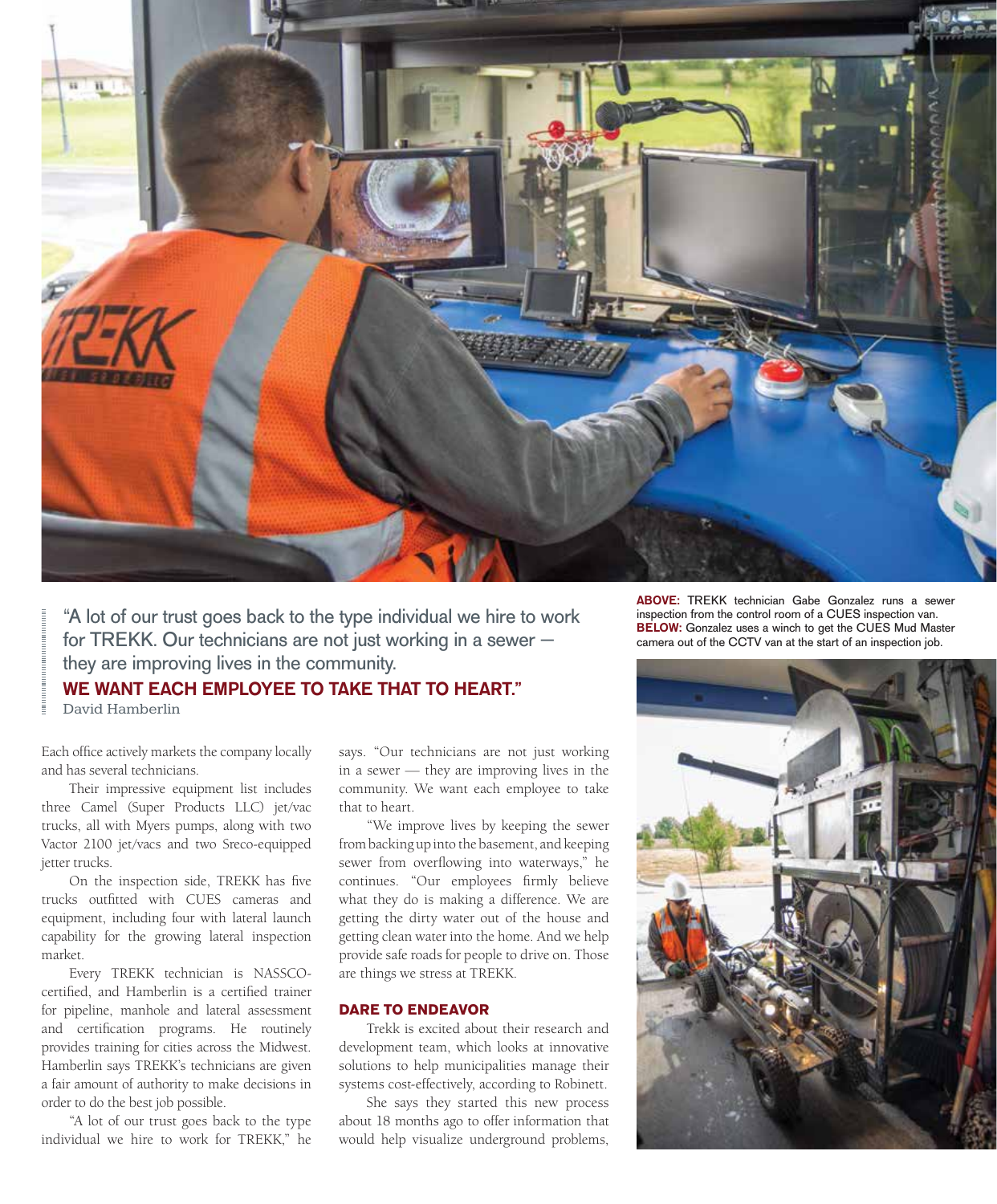"A lot of our trust goes back to the type individual we hire to work for TREKK. Our technicians are not just working in a sewer — they are improving lives in the community.
**WE WANT EACH EMPLOYEE TO TAKE THAT TO HEART."**
David Hamberlin

**ABOVE:** TREKK technician Gabe Gonzalez runs a sewer inspection from the control room of a CUES inspection van.
**BELOW:** Gonzalez uses a winch to get the CUES Mud Master camera out of the CCTV van at the start of an inspection job.

Each office actively markets the company locally and has several technicians.

Their impressive equipment list includes three Camel (Super Products LLC) jet/vac trucks, all with Myers pumps, along with two Vactor 2100 jet/vacs and two Sreco-equipped jetter trucks.

On the inspection side, TREKK has five trucks outfitted with CUES cameras and equipment, including four with lateral launch capability for the growing lateral inspection market.

Every TREKK technician is NASSCO-certified, and Hamberlin is a certified trainer for pipeline, manhole and lateral assessment and certification programs. He routinely provides training for cities across the Midwest. Hamberlin says TREKK's technicians are given a fair amount of authority to make decisions in order to do the best job possible.

"A lot of our trust goes back to the type individual we hire to work for TREKK," he says. "Our technicians are not just working in a sewer — they are improving lives in the community. We want each employee to take that to heart.

"We improve lives by keeping the sewer from backing up into the basement, and keeping sewer from overflowing into waterways," he continues. "Our employees firmly believe what they do is making a difference. We are getting the dirty water out of the house and getting clean water into the home. And we help provide safe roads for people to drive on. Those are things we stress at TREKK.

## DARE TO ENDEAVOR

Trekk is excited about their research and development team, which looks at innovative solutions to help municipalities manage their systems cost-effectively, according to Robinett.

She says they started this new process about 18 months ago to offer information that would help visualize underground problems,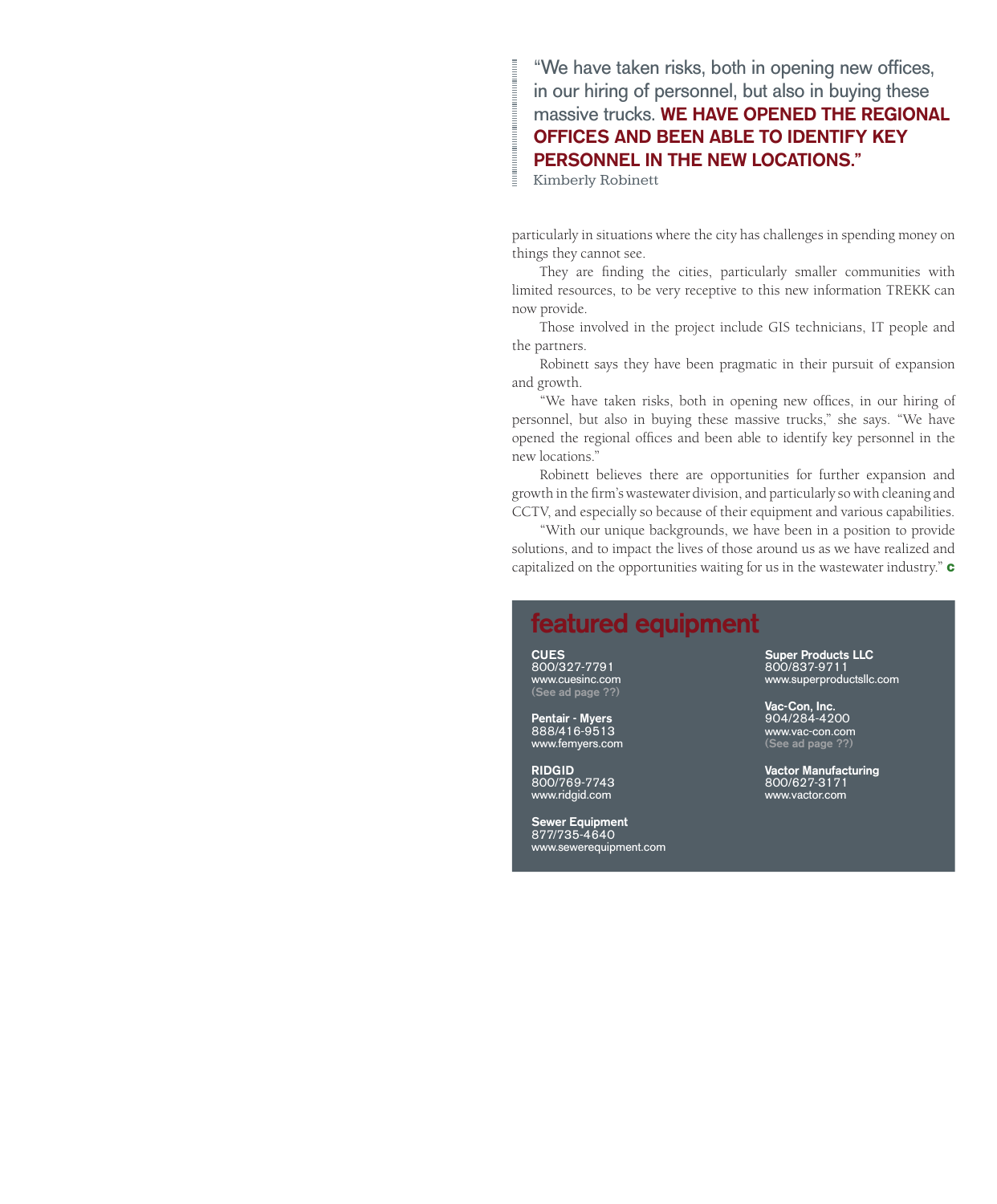> "We have taken risks, both in opening new offices, in our hiring of personnel, but also in buying these massive trucks. **WE HAVE OPENED THE REGIONAL OFFICES AND BEEN ABLE TO IDENTIFY KEY PERSONNEL IN THE NEW LOCATIONS."**
>
> Kimberly Robinett

particularly in situations where the city has challenges in spending money on things they cannot see.

They are finding the cities, particularly smaller communities with limited resources, to be very receptive to this new information TREKK can now provide.

Those involved in the project include GIS technicians, IT people and the partners.

Robinett says they have been pragmatic in their pursuit of expansion and growth.

"We have taken risks, both in opening new offices, in our hiring of personnel, but also in buying these massive trucks," she says. "We have opened the regional offices and been able to identify key personnel in the new locations."

Robinett believes there are opportunities for further expansion and growth in the firm's wastewater division, and particularly so with cleaning and CCTV, and especially so because of their equipment and various capabilities.

"With our unique backgrounds, we have been in a position to provide solutions, and to impact the lives of those around us as we have realized and capitalized on the opportunities waiting for us in the wastewater industry." **c**

## featured equipment

**CUES**
800/327-7791
www.cuesinc.com
(See ad page ??)

**Pentair - Myers**
888/416-9513
www.femyers.com

**RIDGID**
800/769-7743
www.ridgid.com

**Sewer Equipment**
877/735-4640
www.sewerequipment.com

**Super Products LLC**
800/837-9711
www.superproductsllc.com

**Vac-Con, Inc.**
904/284-4200
www.vac-con.com
(See ad page ??)

**Vactor Manufacturing**
800/627-3171
www.vactor.com